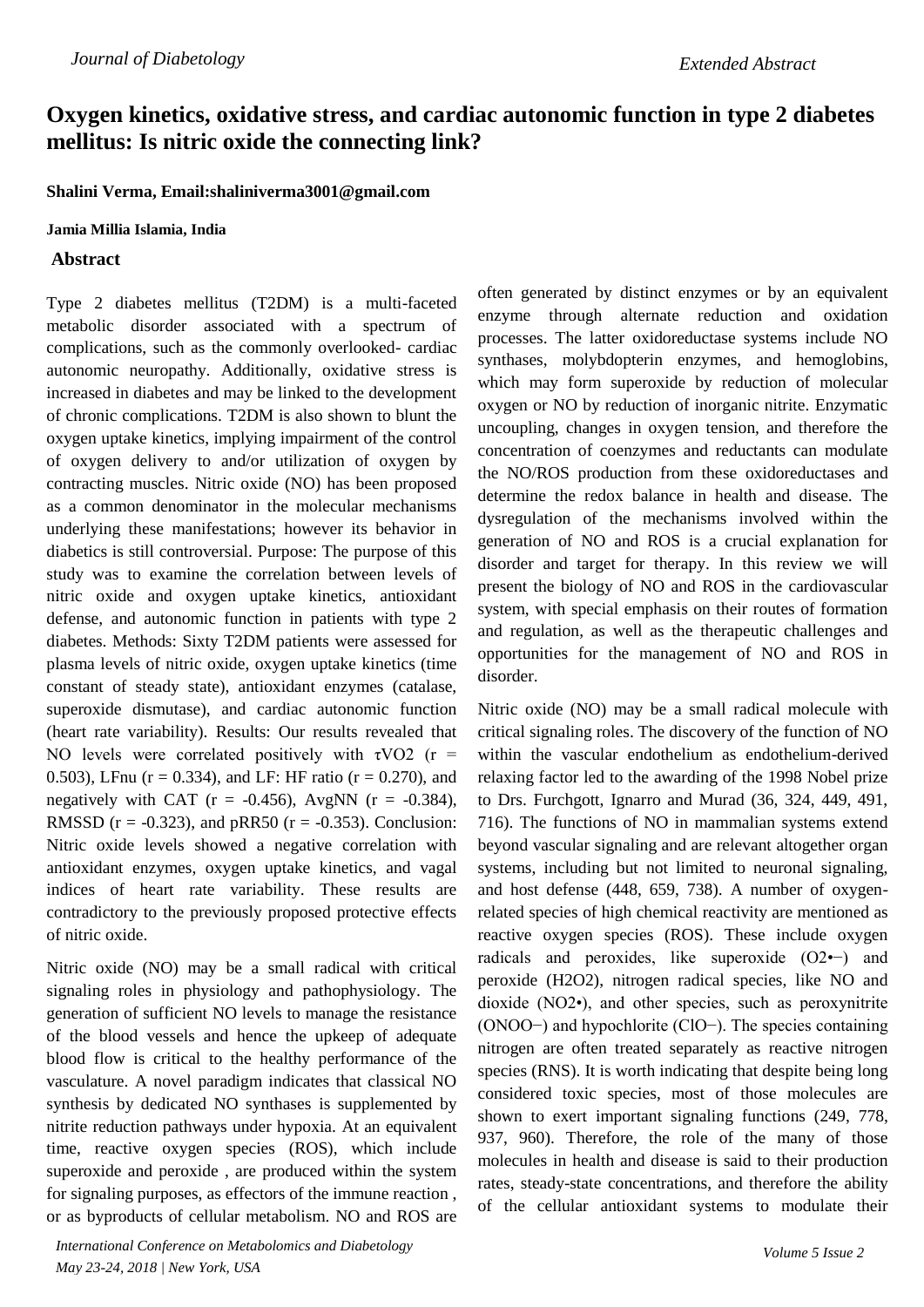# Oxygen kinetics, oxidative stress, and cardiac autonomic function in type 2 diabetes mellitus: Is nitric oxide the connecting link?

**Shalini Verma, Email:shaliniverma3001@gmail.com**

**Jamia Millia Islamia, India**

## Abstract

Type 2 diabetes mellitus (T2DM) is a multi-faceted metabolic disorder associated with a spectrum of complications, such as the commonly overlooked- cardiac autonomic neuropathy. Additionally, oxidative stress is increased in diabetes and may be linked to the development of chronic complications. T2DM is also shown to blunt the oxygen uptake kinetics, implying impairment of the control of oxygen delivery to and/or utilization of oxygen by contracting muscles. Nitric oxide (NO) has been proposed as a common denominator in the molecular mechanisms underlying these manifestations; however its behavior in diabetics is still controversial. Purpose: The purpose of this study was to examine the correlation between levels of nitric oxide and oxygen uptake kinetics, antioxidant defense, and autonomic function in patients with type 2 diabetes. Methods: Sixty T2DM patients were assessed for plasma levels of nitric oxide, oxygen uptake kinetics (time constant of steady state), antioxidant enzymes (catalase, superoxide dismutase), and cardiac autonomic function (heart rate variability). Results: Our results revealed that NO levels were correlated positively with τVO2 ($r = 0.503$), LFnu ($r = 0.334$), and LF: HF ratio ($r = 0.270$), and negatively with CAT ($r = -0.456$), AvgNN ($r = -0.384$), RMSSD ($r = -0.323$), and pRR50 ($r = -0.353$). Conclusion: Nitric oxide levels showed a negative correlation with antioxidant enzymes, oxygen uptake kinetics, and vagal indices of heart rate variability. These results are contradictory to the previously proposed protective effects of nitric oxide.

Nitric oxide (NO) may be a small radical with critical signaling roles in physiology and pathophysiology. The generation of sufficient NO levels to manage the resistance of the blood vessels and hence the upkeep of adequate blood flow is critical to the healthy performance of the vasculature. A novel paradigm indicates that classical NO synthesis by dedicated NO synthases is supplemented by nitrite reduction pathways under hypoxia. At an equivalent time, reactive oxygen species (ROS), which include superoxide and peroxide , are produced within the system for signaling purposes, as effectors of the immune reaction , or as byproducts of cellular metabolism. NO and ROS are often generated by distinct enzymes or by an equivalent enzyme through alternate reduction and oxidation processes. The latter oxidoreductase systems include NO synthases, molybdopterin enzymes, and hemoglobins, which may form superoxide by reduction of molecular oxygen or NO by reduction of inorganic nitrite. Enzymatic uncoupling, changes in oxygen tension, and therefore the concentration of coenzymes and reductants can modulate the NO/ROS production from these oxidoreductases and determine the redox balance in health and disease. The dysregulation of the mechanisms involved within the generation of NO and ROS is a crucial explanation for disorder and target for therapy. In this review we will present the biology of NO and ROS in the cardiovascular system, with special emphasis on their routes of formation and regulation, as well as the therapeutic challenges and opportunities for the management of NO and ROS in disorder.

Nitric oxide (NO) may be a small radical molecule with critical signaling roles. The discovery of the function of NO within the vascular endothelium as endothelium-derived relaxing factor led to the awarding of the 1998 Nobel prize to Drs. Furchgott, Ignarro and Murad (36, 324, 449, 491, 716). The functions of NO in mammalian systems extend beyond vascular signaling and are relevant altogether organ systems, including but not limited to neuronal signaling, and host defense (448, 659, 738). A number of oxygen-related species of high chemical reactivity are mentioned as reactive oxygen species (ROS). These include oxygen radicals and peroxides, like superoxide ($O_2^{\bullet-}$) and peroxide ($H_2O_2$), nitrogen radical species, like NO and dioxide ($NO_2^{\bullet}$), and other species, such as peroxynitrite ($ONOO^-$) and hypochlorite ($ClO^-$). The species containing nitrogen are often treated separately as reactive nitrogen species (RNS). It is worth indicating that despite being long considered toxic species, most of those molecules are shown to exert important signaling functions (249, 778, 937, 960). Therefore, the role of the many of those molecules in health and disease is said to their production rates, steady-state concentrations, and therefore the ability of the cellular antioxidant systems to modulate their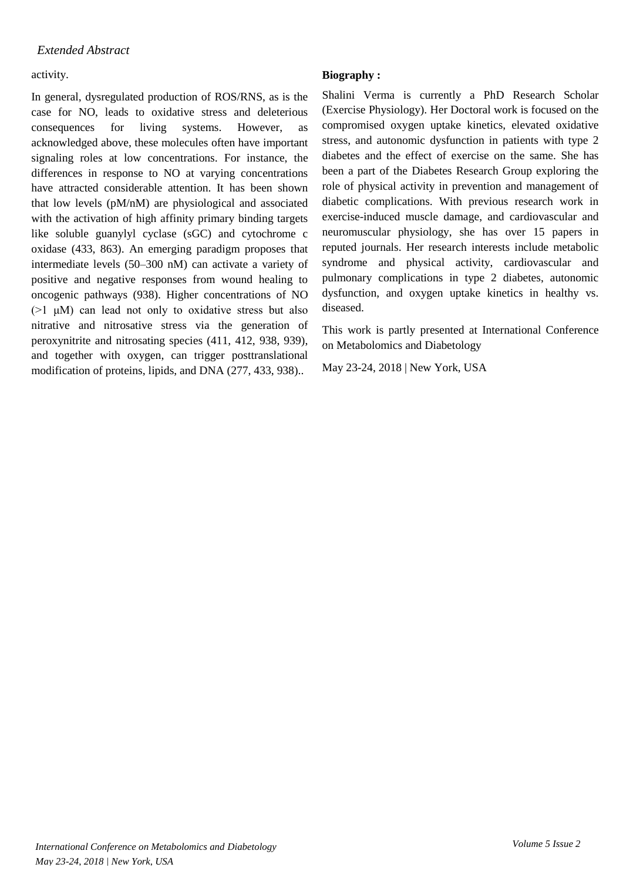activity.

In general, dysregulated production of ROS/RNS, as is the case for NO, leads to oxidative stress and deleterious consequences for living systems. However, as acknowledged above, these molecules often have important signaling roles at low concentrations. For instance, the differences in response to NO at varying concentrations have attracted considerable attention. It has been shown that low levels (pM/nM) are physiological and associated with the activation of high affinity primary binding targets like soluble guanylyl cyclase (sGC) and cytochrome c oxidase (433, 863). An emerging paradigm proposes that intermediate levels (50–300 nM) can activate a variety of positive and negative responses from wound healing to oncogenic pathways (938). Higher concentrations of NO (>1 μM) can lead not only to oxidative stress but also nitrative and nitrosative stress via the generation of peroxynitrite and nitrosating species (411, 412, 938, 939), and together with oxygen, can trigger posttranslational modification of proteins, lipids, and DNA (277, 433, 938)..

**Biography :**

Shalini Verma is currently a PhD Research Scholar (Exercise Physiology). Her Doctoral work is focused on the compromised oxygen uptake kinetics, elevated oxidative stress, and autonomic dysfunction in patients with type 2 diabetes and the effect of exercise on the same. She has been a part of the Diabetes Research Group exploring the role of physical activity in prevention and management of diabetic complications. With previous research work in exercise-induced muscle damage, and cardiovascular and neuromuscular physiology, she has over 15 papers in reputed journals. Her research interests include metabolic syndrome and physical activity, cardiovascular and pulmonary complications in type 2 diabetes, autonomic dysfunction, and oxygen uptake kinetics in healthy vs. diseased.

This work is partly presented at International Conference on Metabolomics and Diabetology

May 23-24, 2018 | New York, USA